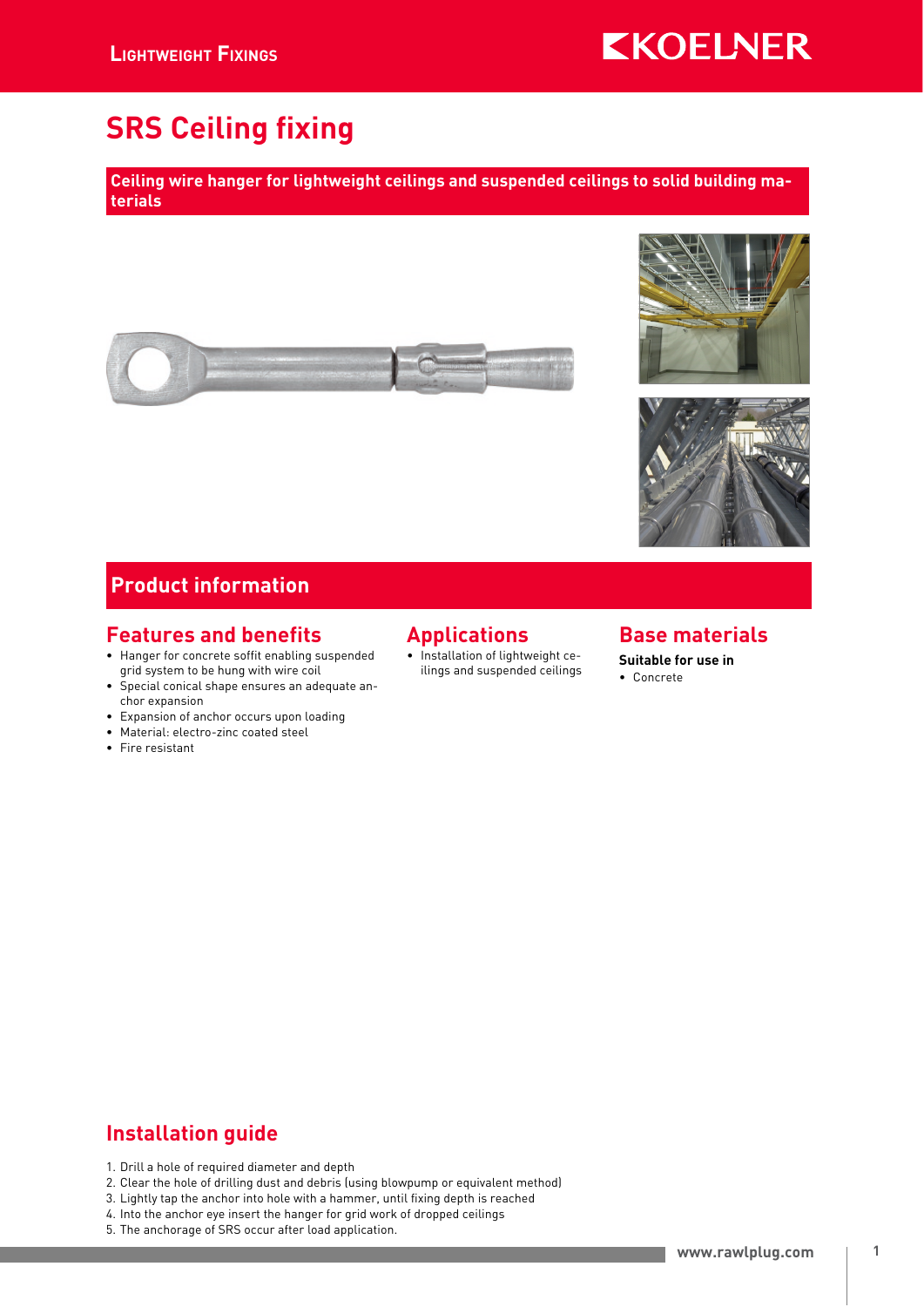# SRS Ceiling fixing

**Ceiling wire hanger for lightweight ceilings and suspended ceilings to solid building materials**

## Product information

### Features and benefits

- Hanger for concrete soffit enabling suspended grid system to be hung with wire coil
- Special conical shape ensures an adequate anchor expansion
- Expansion of anchor occurs upon loading
- Material: electro-zinc coated steel
- Fire resistant

### Applications

- Installation of lightweight ceilings and suspended ceilings

### Base materials

**Suitable for use in**

- Concrete

## Installation guide

1. Drill a hole of required diameter and depth
2. Clear the hole of drilling dust and debris (using blowpump or equivalent method)
3. Lightly tap the anchor into hole with a hammer, until fixing depth is reached
4. Into the anchor eye insert the hanger for grid work of dropped ceilings
5. The anchorage of SRS occur after load application.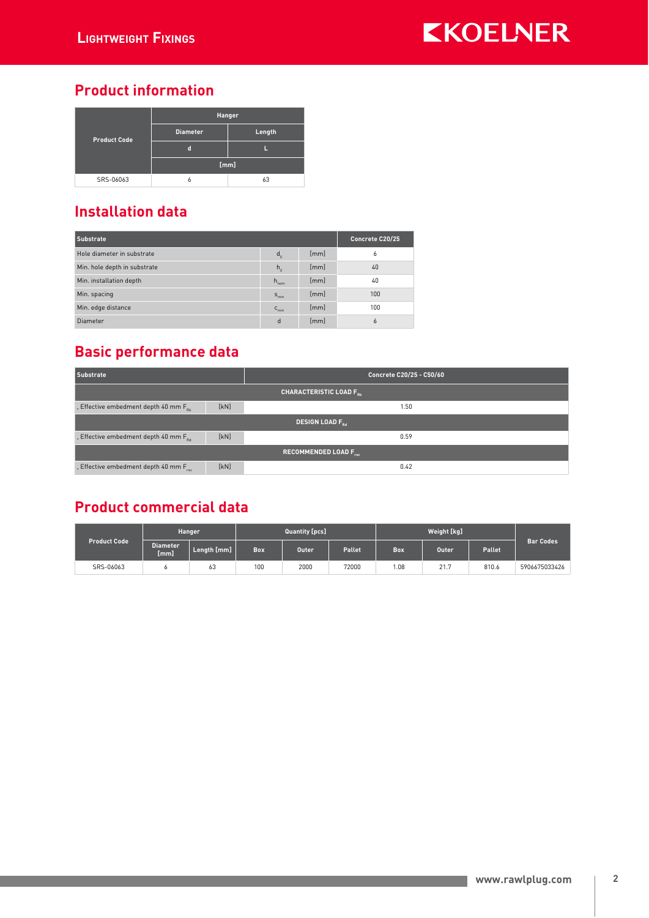## Product information

| Product Code | Hanger | |
|---|---|---|
| | Diameter | Length |
| | d | L |
| | [mm] | |
| SRS-06063 | 6 | 63 |

## Installation data

| Substrate | | | Concrete C20/25 |
|---|---|---|---|
| Hole diameter in substrate | $d_0$ | [mm] | 6 |
| Min. hole depth in substrate | $h_0$ | [mm] | 40 |
| Min. installation depth | $h_{nom}$ | [mm] | 40 |
| Min. spacing | $s_{min}$ | [mm] | 100 |
| Min. edge distance | $c_{min}$ | [mm] | 100 |
| Diameter | d | [mm] | 6 |

## Basic performance data

| Substrate | | Concrete C20/25 - C50/60 |
|---|---|---|
| CHARACTERISTIC LOAD $F_{Rk}$ | | |
| , Effective embedment depth 40 mm $F_{Rk}$ | [kN] | 1.50 |
| DESIGN LOAD $F_{Rd}$ | | |
| , Effective embedment depth 40 mm $F_{Rd}$ | [kN] | 0.59 |
| RECOMMENDED LOAD $F_{rec}$ | | |
| , Effective embedment depth 40 mm $F_{rec}$ | [kN] | 0.42 |

## Product commercial data

| Product Code | Hanger | | Quantity [pcs] | | | Weight [kg] | | | Bar Codes |
|---|---|---|---|---|---|---|---|---|---|
| | Diameter [mm] | Length [mm] | Box | Outer | Pallet | Box | Outer | Pallet | |
| SRS-06063 | 6 | 63 | 100 | 2000 | 72000 | 1.08 | 21.7 | 810.6 | 5906675033426 |

www.rawlplug.com